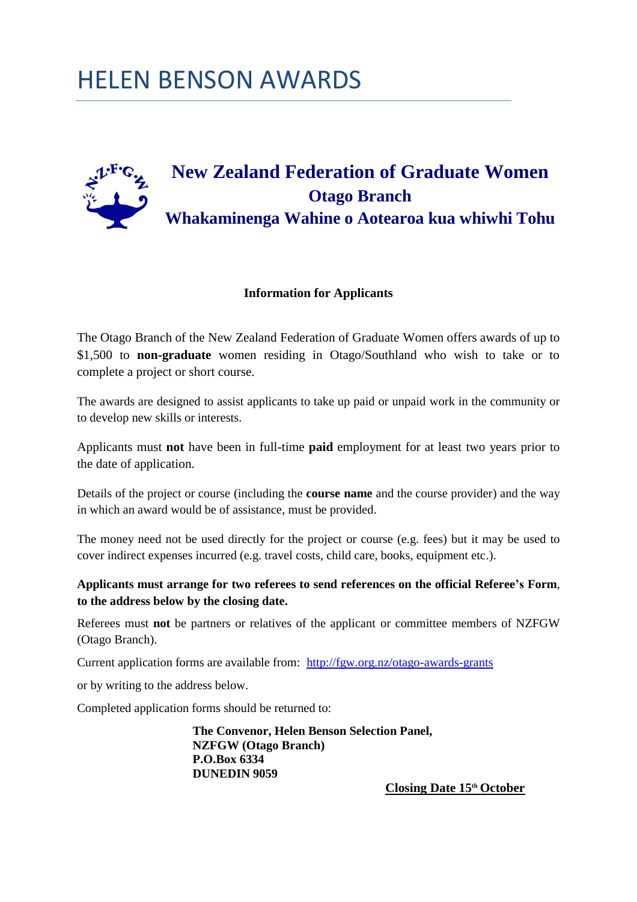# HELEN BENSON AWARDS

## New Zealand Federation of Graduate Women
### Otago Branch
### Whakaminenga Wahine o Aotearoa kua whiwhi Tohu

**Information for Applicants**

The Otago Branch of the New Zealand Federation of Graduate Women offers awards of up to $1,500 to **non-graduate** women residing in Otago/Southland who wish to take or to complete a project or short course.

The awards are designed to assist applicants to take up paid or unpaid work in the community or to develop new skills or interests.

Applicants must **not** have been in full-time **paid** employment for at least two years prior to the date of application.

Details of the project or course (including the **course name** and the course provider) and the way in which an award would be of assistance, must be provided.

The money need not be used directly for the project or course (e.g. fees) but it may be used to cover indirect expenses incurred (e.g. travel costs, child care, books, equipment etc.).

**Applicants must arrange for two referees to send references on the official Referee's Form, to the address below by the closing date.**

Referees must **not** be partners or relatives of the applicant or committee members of NZFGW (Otago Branch).

Current application forms are available from: [http://fgw.org.nz/otago-awards-grants](http://fgw.org.nz/otago-awards-grants)

or by writing to the address below.

Completed application forms should be returned to:

**The Convenor, Helen Benson Selection Panel,**
**NZFGW (Otago Branch)**
**P.O.Box 6334**
**DUNEDIN 9059**

**Closing Date 15th October**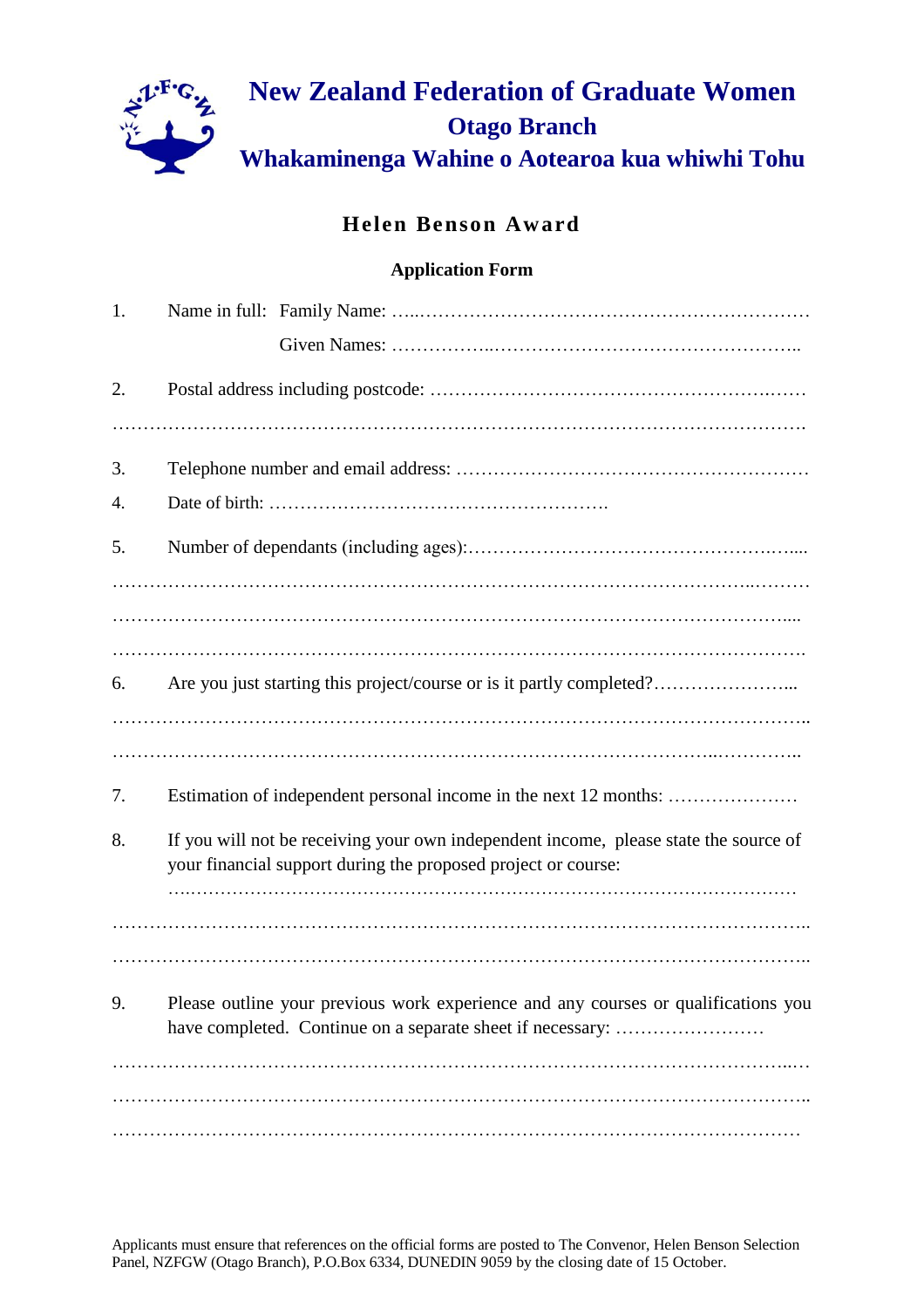# New Zealand Federation of Graduate Women
## Otago Branch
## Whakaminenga Wahine o Aotearoa kua whiwhi Tohu

### Helen Benson Award

**Application Form**

1. Name in full: Family Name: ……………………………………………………………

   Given Names: ……………………………………………………………

2. Postal address including postcode: ……………………………………………………

   …………………………………………………………………………………………………

3. Telephone number and email address: …………………………………………………

4. Date of birth: ……………………………………………….

5. Number of dependants (including ages):……………………………………………....

   …………………………………………………………………………………………………

   …………………………………………………………………………………………………

   …………………………………………………………………………………………………

6. Are you just starting this project/course or is it partly completed?…………………...

   …………………………………………………………………………………………………

   …………………………………………………………………………………………………

7. Estimation of independent personal income in the next 12 months: …………………

8. If you will not be receiving your own independent income, please state the source of your financial support during the proposed project or course:

   …………………………………………………………………………………………

   …………………………………………………………………………………………………

   …………………………………………………………………………………………………

9. Please outline your previous work experience and any courses or qualifications you have completed. Continue on a separate sheet if necessary: ……………………

   …………………………………………………………………………………………………

   …………………………………………………………………………………………………

   …………………………………………………………………………………………………

Applicants must ensure that references on the official forms are posted to The Convenor, Helen Benson Selection Panel, NZFGW (Otago Branch), P.O.Box 6334, DUNEDIN 9059 by the closing date of 15 October.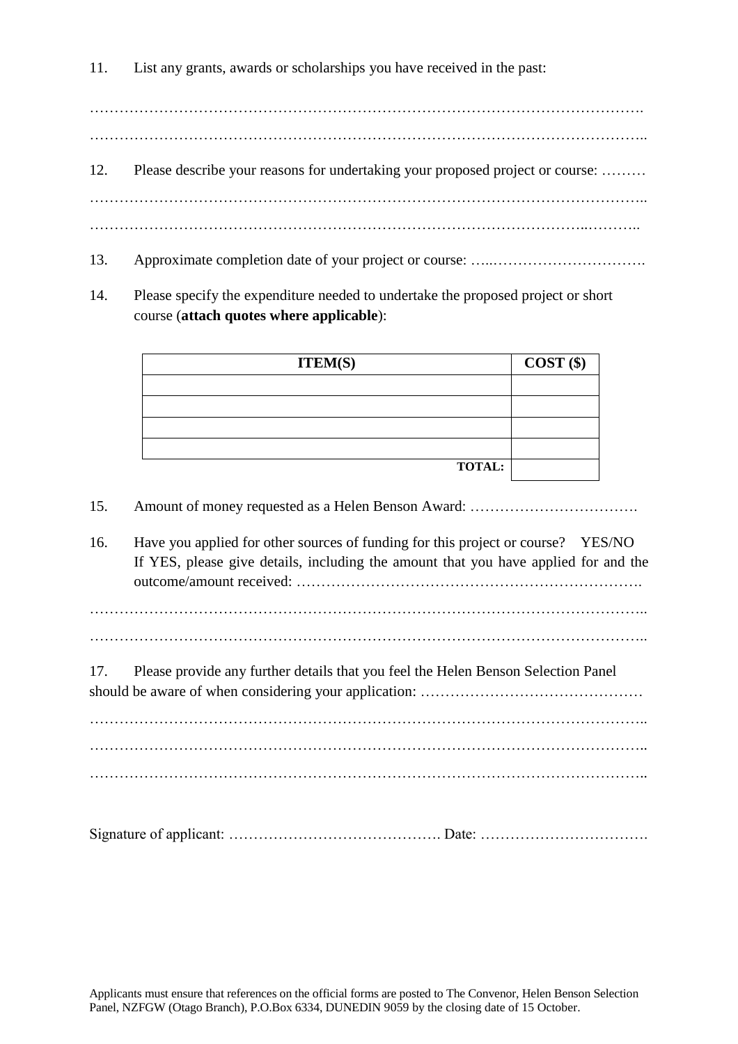11. List any grants, awards or scholarships you have received in the past:

…………………………………………………………………………………………………….

……………………………………………………………………………………………………..

12. Please describe your reasons for undertaking your proposed project or course: ………

……………………………………………………………………………………………………..

……………………………………………………………………………………………..………..

13. Approximate completion date of your project or course: …..………………………….

14. Please specify the expenditure needed to undertake the proposed project or short course (**attach quotes where applicable**):

| ITEM(S) | COST ($) |
|---|---|
| | |
| | |
| | |
| | |
| **TOTAL:** | |

15. Amount of money requested as a Helen Benson Award: …………………………….

16. Have you applied for other sources of funding for this project or course? YES/NO
If YES, please give details, including the amount that you have applied for and the outcome/amount received: …………………………………………………………….

……………………………………………………………………………………………………..

……………………………………………………………………………………………………..

17. Please provide any further details that you feel the Helen Benson Selection Panel should be aware of when considering your application: ………………………………………

……………………………………………………………………………………………………..

……………………………………………………………………………………………………..

……………………………………………………………………………………………………..

Signature of applicant: ……………………………………. Date: …………………………….

Applicants must ensure that references on the official forms are posted to The Convenor, Helen Benson Selection Panel, NZFGW (Otago Branch), P.O.Box 6334, DUNEDIN 9059 by the closing date of 15 October.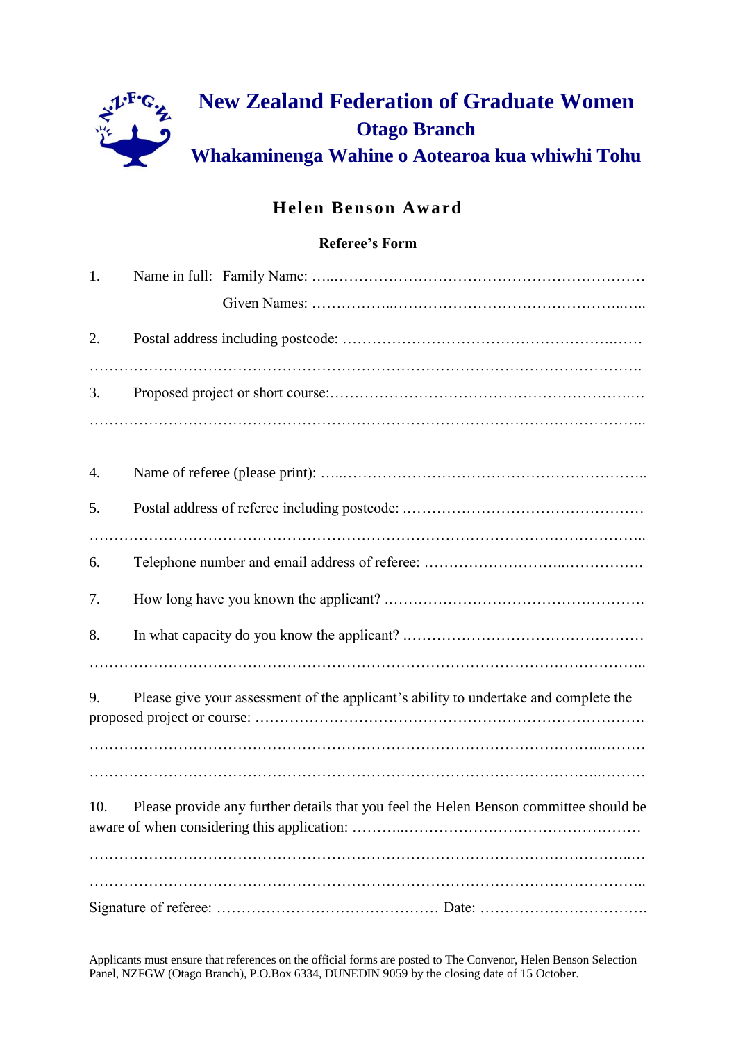# New Zealand Federation of Graduate Women

## Otago Branch

## Whakaminenga Wahine o Aotearoa kua whiwhi Tohu

### Helen Benson Award

**Referee's Form**

1. Name in full: Family Name: ……………………………………………………………

   Given Names: ……………………………………………………………

2. Postal address including postcode: ……………………………………………………

   ……………………………………………………………………………………………

3. Proposed project or short course:……………………………………………………

   ……………………………………………………………………………………………

4. Name of referee (please print): ……………………………………………………

5. Postal address of referee including postcode: ……………………………………

   ……………………………………………………………………………………………

6. Telephone number and email address of referee: …………………………………

7. How long have you known the applicant? …………………………………………

8. In what capacity do you know the applicant? ………………………………………

   ……………………………………………………………………………………………

9. Please give your assessment of the applicant's ability to undertake and complete the proposed project or course: ……………………………………………………

   ……………………………………………………………………………………………

   ……………………………………………………………………………………………

10. Please provide any further details that you feel the Helen Benson committee should be aware of when considering this application: ……………………………………

    ……………………………………………………………………………………………

    ……………………………………………………………………………………………

Signature of referee: ……………………………………… Date: ……………………………

Applicants must ensure that references on the official forms are posted to The Convenor, Helen Benson Selection Panel, NZFGW (Otago Branch), P.O.Box 6334, DUNEDIN 9059 by the closing date of 15 October.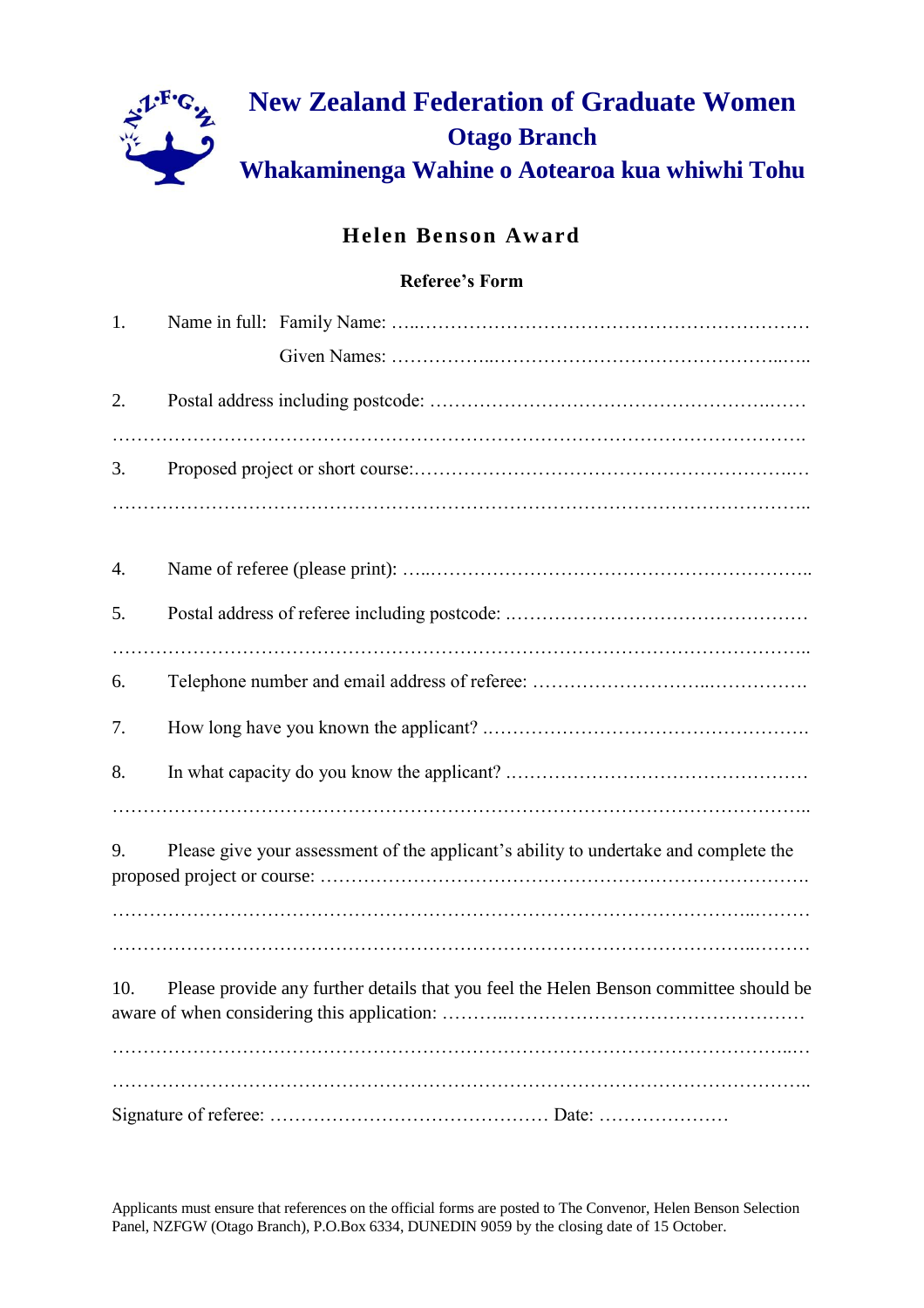# New Zealand Federation of Graduate Women

## Otago Branch

## Whakaminenga Wahine o Aotearoa kua whiwhi Tohu

### Helen Benson Award

**Referee's Form**

1. Name in full: Family Name: ……………………………………………………………

   Given Names: ……………………………………………………………

2. Postal address including postcode: ……………………………………………………

   ……………………………………………………………………………………………

3. Proposed project or short course:……………………………………………………

   ……………………………………………………………………………………………

4. Name of referee (please print): ………………………………………………………

5. Postal address of referee including postcode: ……………………………………

   ……………………………………………………………………………………………

6. Telephone number and email address of referee: …………………………………

7. How long have you known the applicant? ……………………………………………

8. In what capacity do you know the applicant? ………………………………………

   ……………………………………………………………………………………………

9. Please give your assessment of the applicant's ability to undertake and complete the proposed project or course: ……………………………………………………………

   ……………………………………………………………………………………………

   ……………………………………………………………………………………………

10. Please provide any further details that you feel the Helen Benson committee should be aware of when considering this application: ……………………………………

    ……………………………………………………………………………………………

    ……………………………………………………………………………………………

Signature of referee: ……………………………………… Date: …………………

Applicants must ensure that references on the official forms are posted to The Convenor, Helen Benson Selection Panel, NZFGW (Otago Branch), P.O.Box 6334, DUNEDIN 9059 by the closing date of 15 October.